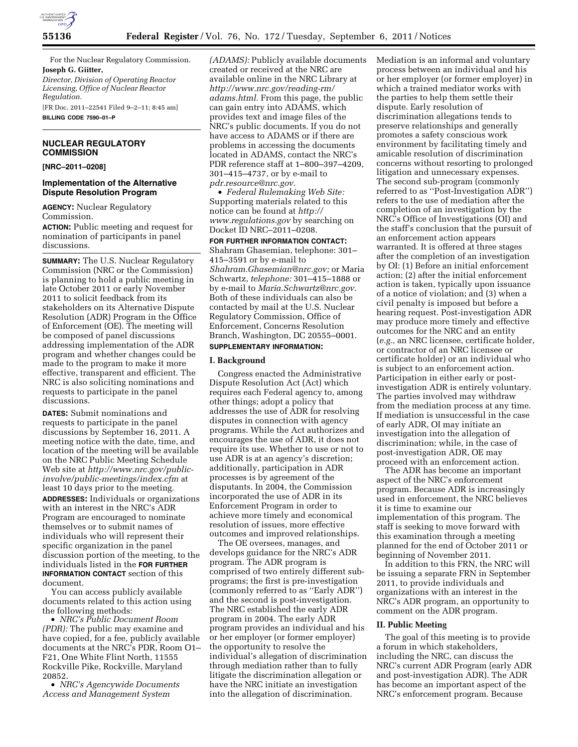For the Nuclear Regulatory Commission.

**Joseph G. Giitter,**

*Director, Division of Operating Reactor Licensing, Office of Nuclear Reactor Regulation.*

[FR Doc. 2011–22541 Filed 9–2–11; 8:45 am]

**BILLING CODE 7590–01–P**

## NUCLEAR REGULATORY COMMISSION

**[NRC–2011–0208]**

### Implementation of the Alternative Dispute Resolution Program

**AGENCY:** Nuclear Regulatory Commission.

**ACTION:** Public meeting and request for nomination of participants in panel discussions.

**SUMMARY:** The U.S. Nuclear Regulatory Commission (NRC or the Commission) is planning to hold a public meeting in late October 2011 or early November 2011 to solicit feedback from its stakeholders on its Alternative Dispute Resolution (ADR) Program in the Office of Enforcement (OE). The meeting will be composed of panel discussions addressing implementation of the ADR program and whether changes could be made to the program to make it more effective, transparent and efficient. The NRC is also soliciting nominations and requests to participate in the panel discussions.

**DATES:** Submit nominations and requests to participate in the panel discussions by September 16, 2011. A meeting notice with the date, time, and location of the meeting will be available on the NRC Public Meeting Schedule Web site at *http://www.nrc.gov/public-involve/public-meetings/index.cfm* at least 10 days prior to the meeting.

**ADDRESSES:** Individuals or organizations with an interest in the NRC's ADR Program are encouraged to nominate themselves or to submit names of individuals who will represent their specific organization in the panel discussion portion of the meeting, to the individuals listed in the **FOR FURTHER INFORMATION CONTACT** section of this document.

You can access publicly available documents related to this action using the following methods:

- *NRC's Public Document Room (PDR):* The public may examine and have copied, for a fee, publicly available documents at the NRC's PDR, Room O1–F21, One White Flint North, 11555 Rockville Pike, Rockville, Maryland 20852.
- *NRC's Agencywide Documents Access and Management System (ADAMS):* Publicly available documents created or received at the NRC are available online in the NRC Library at *http://www.nrc.gov/reading-rm/adams.html.* From this page, the public can gain entry into ADAMS, which provides text and image files of the NRC's public documents. If you do not have access to ADAMS or if there are problems in accessing the documents located in ADAMS, contact the NRC's PDR reference staff at 1–800–397–4209, 301–415–4737, or by e-mail to *pdr.resource@nrc.gov.*
- *Federal Rulemaking Web Site:* Supporting materials related to this notice can be found at *http://www.regulations.gov* by searching on Docket ID NRC–2011–0208.

**FOR FURTHER INFORMATION CONTACT:** Shahram Ghasemian, telephone: 301–415–3591 or by e-mail to *Shahram.Ghasemian@nrc.gov;* or Maria Schwartz, *telephone:* 301–415–1888 or by e-mail to *Maria.Schwartz@nrc.gov.* Both of these individuals can also be contacted by mail at the U.S. Nuclear Regulatory Commission, Office of Enforcement, Concerns Resolution Branch, Washington, DC 20555–0001.

**SUPPLEMENTARY INFORMATION:**

#### I. Background

Congress enacted the Administrative Dispute Resolution Act (Act) which requires each Federal agency to, among other things; adopt a policy that addresses the use of ADR for resolving disputes in connection with agency programs. While the Act authorizes and encourages the use of ADR, it does not require its use. Whether to use or not to use ADR is at an agency's discretion; additionally, participation in ADR processes is by agreement of the disputants. In 2004, the Commission incorporated the use of ADR in its Enforcement Program in order to achieve more timely and economical resolution of issues, more effective outcomes and improved relationships.

The OE oversees, manages, and develops guidance for the NRC's ADR program. The ADR program is comprised of two entirely different sub-programs; the first is pre-investigation (commonly referred to as ''Early ADR'') and the second is post-investigation. The NRC established the early ADR program in 2004. The early ADR program provides an individual and his or her employer (or former employer) the opportunity to resolve the individual's allegation of discrimination through mediation rather than to fully litigate the discrimination allegation or have the NRC initiate an investigation into the allegation of discrimination. Mediation is an informal and voluntary process between an individual and his or her employer (or former employer) in which a trained mediator works with the parties to help them settle their dispute. Early resolution of discrimination allegations tends to preserve relationships and generally promotes a safety conscious work environment by facilitating timely and amicable resolution of discrimination concerns without resorting to prolonged litigation and unnecessary expenses. The second sub-program (commonly referred to as ''Post-Investigation ADR'') refers to the use of mediation after the completion of an investigation by the NRC's Office of Investigations (OI) and the staff's conclusion that the pursuit of an enforcement action appears warranted. It is offered at three stages after the completion of an investigation by OI: (1) Before an initial enforcement action; (2) after the initial enforcement action is taken, typically upon issuance of a notice of violation; and (3) when a civil penalty is imposed but before a hearing request. Post-investigation ADR may produce more timely and effective outcomes for the NRC and an entity (*e.g.,* an NRC licensee, certificate holder, or contractor of an NRC licensee or certificate holder) or an individual who is subject to an enforcement action. Participation in either early or post-investigation ADR is entirely voluntary. The parties involved may withdraw from the mediation process at any time. If mediation is unsuccessful in the case of early ADR, OI may initiate an investigation into the allegation of discrimination; while, in the case of post-investigation ADR, OE may proceed with an enforcement action.

The ADR has become an important aspect of the NRC's enforcement program. Because ADR is increasingly used in enforcement, the NRC believes it is time to examine our implementation of this program. The staff is seeking to move forward with this examination through a meeting planned for the end of October 2011 or beginning of November 2011.

In addition to this FRN, the NRC will be issuing a separate FRN in September 2011, to provide individuals and organizations with an interest in the NRC's ADR program, an opportunity to comment on the ADR program.

#### II. Public Meeting

The goal of this meeting is to provide a forum in which stakeholders, including the NRC, can discuss the NRC's current ADR Program (early ADR and post-investigation ADR). The ADR has become an important aspect of the NRC's enforcement program. Because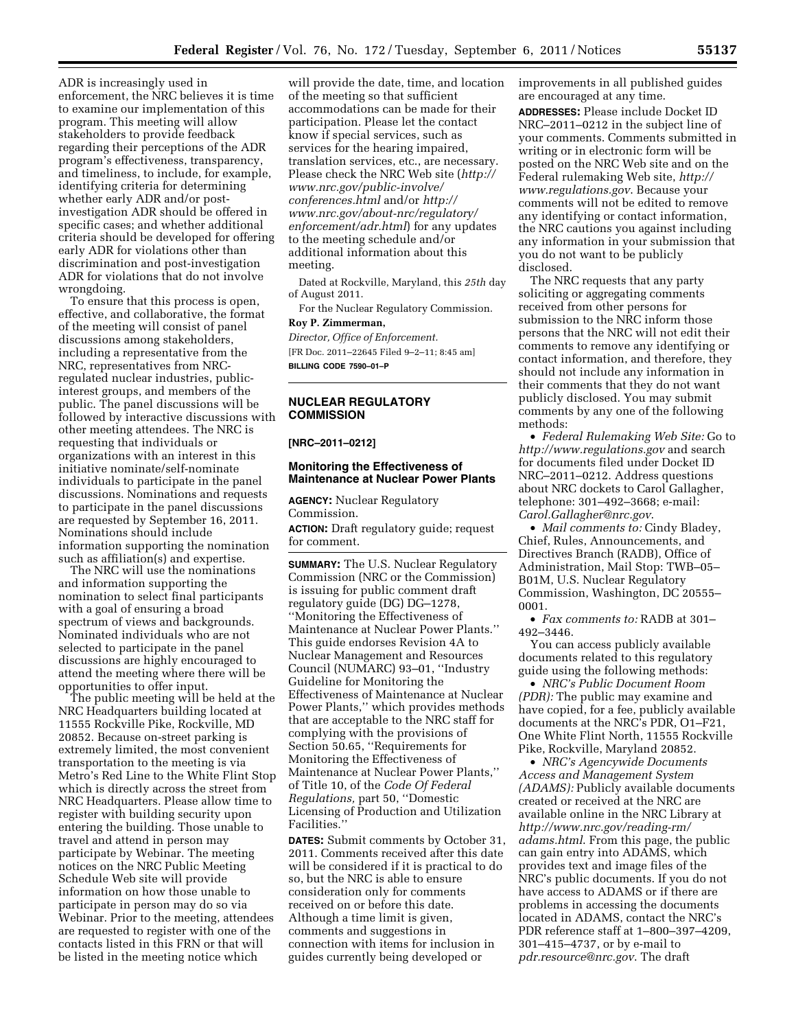ADR is increasingly used in enforcement, the NRC believes it is time to examine our implementation of this program. This meeting will allow stakeholders to provide feedback regarding their perceptions of the ADR program's effectiveness, transparency, and timeliness, to include, for example, identifying criteria for determining whether early ADR and/or post-investigation ADR should be offered in specific cases; and whether additional criteria should be developed for offering early ADR for violations other than discrimination and post-investigation ADR for violations that do not involve wrongdoing.

To ensure that this process is open, effective, and collaborative, the format of the meeting will consist of panel discussions among stakeholders, including a representative from the NRC, representatives from NRC-regulated nuclear industries, public-interest groups, and members of the public. The panel discussions will be followed by interactive discussions with other meeting attendees. The NRC is requesting that individuals or organizations with an interest in this initiative nominate/self-nominate individuals to participate in the panel discussions. Nominations and requests to participate in the panel discussions are requested by September 16, 2011. Nominations should include information supporting the nomination such as affiliation(s) and expertise.

The NRC will use the nominations and information supporting the nomination to select final participants with a goal of ensuring a broad spectrum of views and backgrounds. Nominated individuals who are not selected to participate in the panel discussions are highly encouraged to attend the meeting where there will be opportunities to offer input.

The public meeting will be held at the NRC Headquarters building located at 11555 Rockville Pike, Rockville, MD 20852. Because on-street parking is extremely limited, the most convenient transportation to the meeting is via Metro's Red Line to the White Flint Stop which is directly across the street from NRC Headquarters. Please allow time to register with building security upon entering the building. Those unable to travel and attend in person may participate by Webinar. The meeting notices on the NRC Public Meeting Schedule Web site will provide information on how those unable to participate in person may do so via Webinar. Prior to the meeting, attendees are requested to register with one of the contacts listed in this FRN or that will be listed in the meeting notice which will provide the date, time, and location of the meeting so that sufficient accommodations can be made for their participation. Please let the contact know if special services, such as services for the hearing impaired, translation services, etc., are necessary. Please check the NRC Web site (*http://www.nrc.gov/public-involve/conferences.html* and/or *http://www.nrc.gov/about-nrc/regulatory/enforcement/adr.html*) for any updates to the meeting schedule and/or additional information about this meeting.

Dated at Rockville, Maryland, this *25th* day of August 2011.

For the Nuclear Regulatory Commission.

**Roy P. Zimmerman,**

*Director, Office of Enforcement.*

[FR Doc. 2011–22645 Filed 9–2–11; 8:45 am]

**BILLING CODE 7590–01–P**

## NUCLEAR REGULATORY COMMISSION

**[NRC–2011–0212]**

### Monitoring the Effectiveness of Maintenance at Nuclear Power Plants

**AGENCY:** Nuclear Regulatory Commission.

**ACTION:** Draft regulatory guide; request for comment.

**SUMMARY:** The U.S. Nuclear Regulatory Commission (NRC or the Commission) is issuing for public comment draft regulatory guide (DG) DG–1278, ''Monitoring the Effectiveness of Maintenance at Nuclear Power Plants.'' This guide endorses Revision 4A to Nuclear Management and Resources Council (NUMARC) 93–01, ''Industry Guideline for Monitoring the Effectiveness of Maintenance at Nuclear Power Plants,'' which provides methods that are acceptable to the NRC staff for complying with the provisions of Section 50.65, ''Requirements for Monitoring the Effectiveness of Maintenance at Nuclear Power Plants,'' of Title 10, of the *Code Of Federal Regulations,* part 50, ''Domestic Licensing of Production and Utilization Facilities.''

**DATES:** Submit comments by October 31, 2011. Comments received after this date will be considered if it is practical to do so, but the NRC is able to ensure consideration only for comments received on or before this date. Although a time limit is given, comments and suggestions in connection with items for inclusion in guides currently being developed or improvements in all published guides are encouraged at any time.

**ADDRESSES:** Please include Docket ID NRC–2011–0212 in the subject line of your comments. Comments submitted in writing or in electronic form will be posted on the NRC Web site and on the Federal rulemaking Web site, *http://www.regulations.gov*. Because your comments will not be edited to remove any identifying or contact information, the NRC cautions you against including any information in your submission that you do not want to be publicly disclosed.

The NRC requests that any party soliciting or aggregating comments received from other persons for submission to the NRC inform those persons that the NRC will not edit their comments to remove any identifying or contact information, and therefore, they should not include any information in their comments that they do not want publicly disclosed. You may submit comments by any one of the following methods:

- *Federal Rulemaking Web Site:* Go to *http://www.regulations.gov* and search for documents filed under Docket ID NRC–2011–0212. Address questions about NRC dockets to Carol Gallagher, telephone: 301–492–3668; e-mail: *Carol.Gallagher@nrc.gov*.
- *Mail comments to:* Cindy Bladey, Chief, Rules, Announcements, and Directives Branch (RADB), Office of Administration, Mail Stop: TWB–05–B01M, U.S. Nuclear Regulatory Commission, Washington, DC 20555–0001.
- *Fax comments to:* RADB at 301–492–3446.

You can access publicly available documents related to this regulatory guide using the following methods:

- *NRC's Public Document Room (PDR):* The public may examine and have copied, for a fee, publicly available documents at the NRC's PDR, O1–F21, One White Flint North, 11555 Rockville Pike, Rockville, Maryland 20852.
- *NRC's Agencywide Documents Access and Management System (ADAMS):* Publicly available documents created or received at the NRC are available online in the NRC Library at *http://www.nrc.gov/reading-rm/adams.html*. From this page, the public can gain entry into ADAMS, which provides text and image files of the NRC's public documents. If you do not have access to ADAMS or if there are problems in accessing the documents located in ADAMS, contact the NRC's PDR reference staff at 1–800–397–4209, 301–415–4737, or by e-mail to *pdr.resource@nrc.gov*. The draft